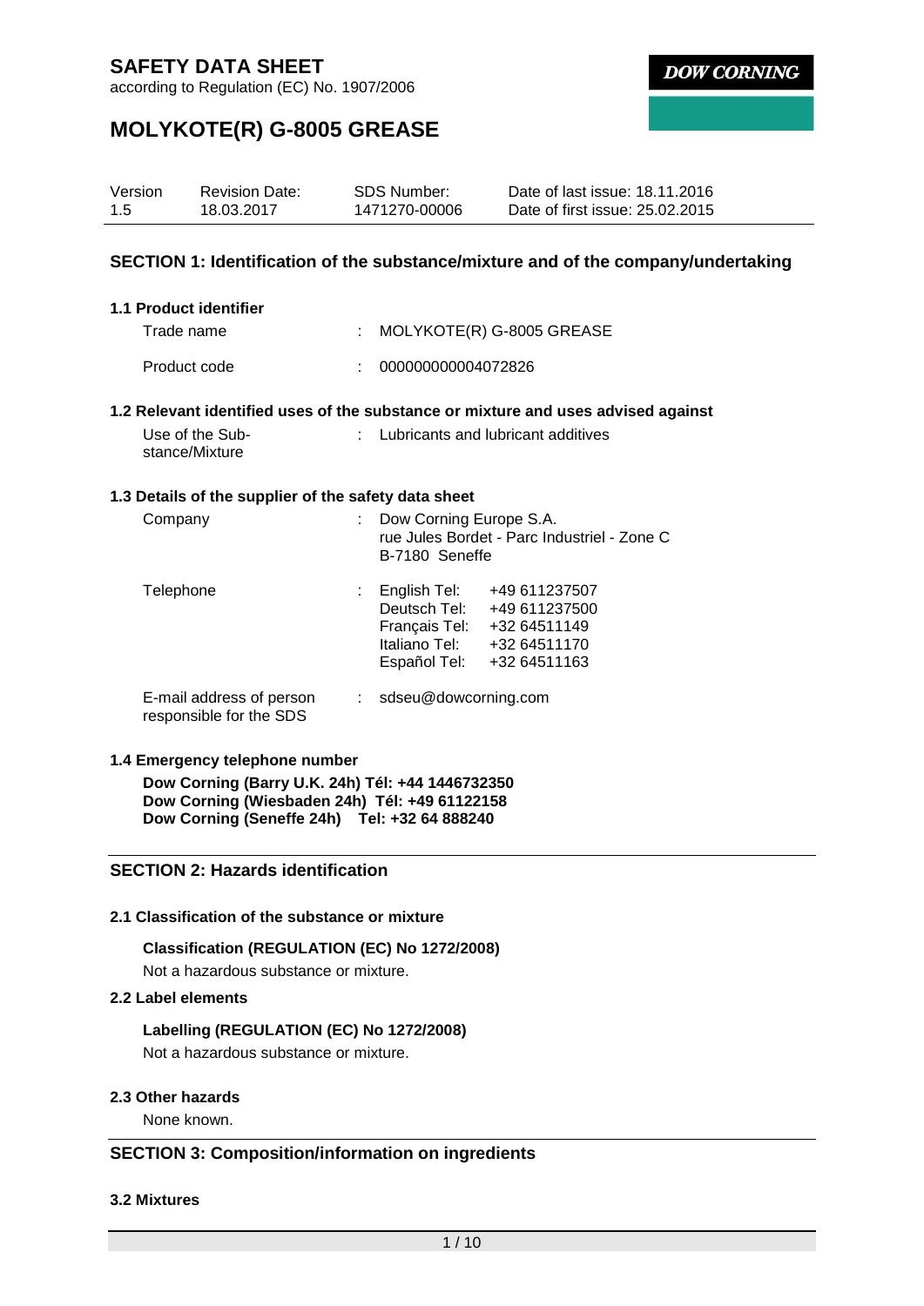# SAFETY DATA SHEET

according to Regulation (EC) No. 1907/2006

**DOW CORNING**

# MOLYKOTE(R) G-8005 GREASE

| Version | Revision Date: | SDS Number: | Date of last issue: 18.11.2016 |
|---|---|---|---|
| 1.5 | 18.03.2017 | 1471270-00006 | Date of first issue: 25.02.2015 |

## SECTION 1: Identification of the substance/mixture and of the company/undertaking

### 1.1 Product identifier

Trade name : MOLYKOTE(R) G-8005 GREASE

Product code : 000000000004072826

### 1.2 Relevant identified uses of the substance or mixture and uses advised against

Use of the Substance/Mixture : Lubricants and lubricant additives

### 1.3 Details of the supplier of the safety data sheet

Company : Dow Corning Europe S.A.
rue Jules Bordet - Parc Industriel - Zone C
B-7180 Seneffe

Telephone :

| | |
|---|---|
| English Tel: | +49 611237507 |
| Deutsch Tel: | +49 611237500 |
| Français Tel: | +32 64511149 |
| Italiano Tel: | +32 64511170 |
| Español Tel: | +32 64511163 |

E-mail address of person responsible for the SDS : sdseu@dowcorning.com

### 1.4 Emergency telephone number

**Dow Corning (Barry U.K. 24h) Tél: +44 1446732350**
**Dow Corning (Wiesbaden 24h) Tél: +49 61122158**
**Dow Corning (Seneffe 24h) Tel: +32 64 888240**

## SECTION 2: Hazards identification

### 2.1 Classification of the substance or mixture

**Classification (REGULATION (EC) No 1272/2008)**

Not a hazardous substance or mixture.

### 2.2 Label elements

**Labelling (REGULATION (EC) No 1272/2008)**

Not a hazardous substance or mixture.

### 2.3 Other hazards

None known.

## SECTION 3: Composition/information on ingredients

### 3.2 Mixtures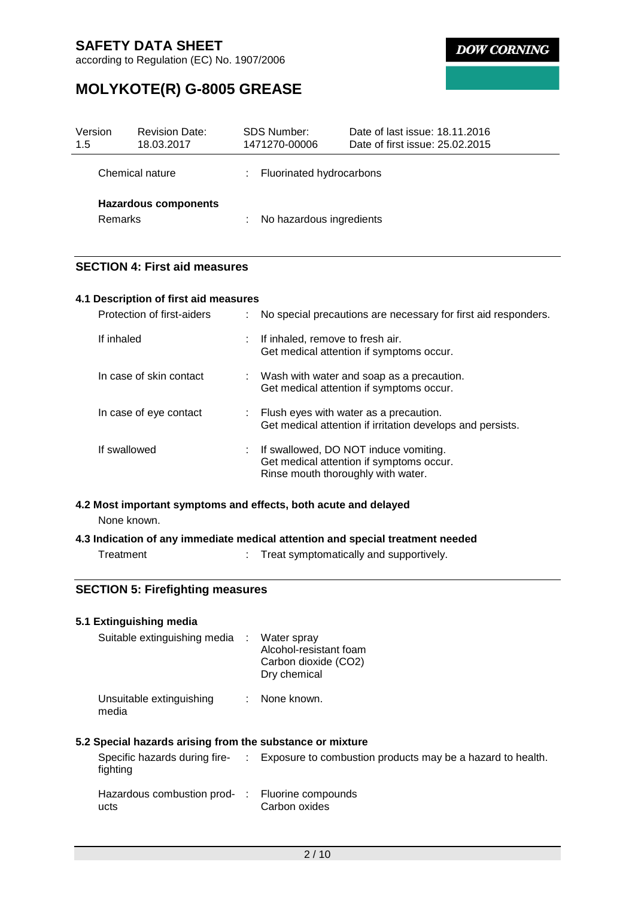| Version | Revision Date: | SDS Number: | Date of last issue: 18.11.2016 |
| --- | --- | --- | --- |
| 1.5 | 18.03.2017 | 1471270-00006 | Date of first issue: 25.02.2015 |

Chemical nature : Fluorinated hydrocarbons

**Hazardous components**

Remarks : No hazardous ingredients

## SECTION 4: First aid measures

### 4.1 Description of first aid measures

| | |
| --- | --- |
| Protection of first-aiders | : No special precautions are necessary for first aid responders. |
| If inhaled | : If inhaled, remove to fresh air.<br>Get medical attention if symptoms occur. |
| In case of skin contact | : Wash with water and soap as a precaution.<br>Get medical attention if symptoms occur. |
| In case of eye contact | : Flush eyes with water as a precaution.<br>Get medical attention if irritation develops and persists. |
| If swallowed | : If swallowed, DO NOT induce vomiting.<br>Get medical attention if symptoms occur.<br>Rinse mouth thoroughly with water. |

### 4.2 Most important symptoms and effects, both acute and delayed

None known.

### 4.3 Indication of any immediate medical attention and special treatment needed

Treatment : Treat symptomatically and supportively.

## SECTION 5: Firefighting measures

### 5.1 Extinguishing media

| | |
| --- | --- |
| Suitable extinguishing media | : Water spray<br>Alcohol-resistant foam<br>Carbon dioxide ($CO_2$)<br>Dry chemical |
| Unsuitable extinguishing media | : None known. |

### 5.2 Special hazards arising from the substance or mixture

| | |
| --- | --- |
| Specific hazards during fire-fighting | : Exposure to combustion products may be a hazard to health. |
| Hazardous combustion products | : Fluorine compounds<br>Carbon oxides |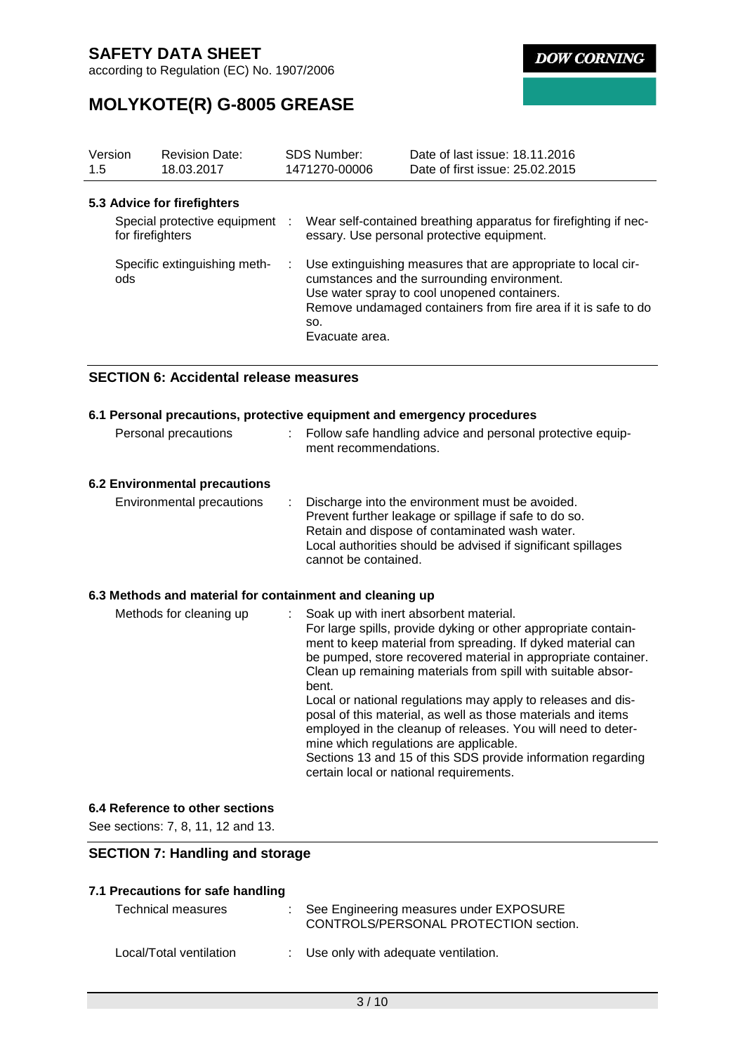### 5.3 Advice for firefighters

| | |
|---|---|
| Special protective equipment for firefighters | : Wear self-contained breathing apparatus for firefighting if necessary. Use personal protective equipment. |
| Specific extinguishing methods | : Use extinguishing measures that are appropriate to local circumstances and the surrounding environment.<br>Use water spray to cool unopened containers.<br>Remove undamaged containers from fire area if it is safe to do so.<br>Evacuate area. |

## SECTION 6: Accidental release measures

### 6.1 Personal precautions, protective equipment and emergency procedures

| | |
|---|---|
| Personal precautions | : Follow safe handling advice and personal protective equipment recommendations. |

### 6.2 Environmental precautions

| | |
|---|---|
| Environmental precautions | : Discharge into the environment must be avoided.<br>Prevent further leakage or spillage if safe to do so.<br>Retain and dispose of contaminated wash water.<br>Local authorities should be advised if significant spillages cannot be contained. |

### 6.3 Methods and material for containment and cleaning up

| | |
|---|---|
| Methods for cleaning up | : Soak up with inert absorbent material.<br>For large spills, provide dyking or other appropriate containment to keep material from spreading. If dyked material can be pumped, store recovered material in appropriate container.<br>Clean up remaining materials from spill with suitable absorbent.<br>Local or national regulations may apply to releases and disposal of this material, as well as those materials and items employed in the cleanup of releases. You will need to determine which regulations are applicable.<br>Sections 13 and 15 of this SDS provide information regarding certain local or national requirements. |

### 6.4 Reference to other sections

See sections: 7, 8, 11, 12 and 13.

## SECTION 7: Handling and storage

### 7.1 Precautions for safe handling

| | |
|---|---|
| Technical measures | : See Engineering measures under EXPOSURE CONTROLS/PERSONAL PROTECTION section. |
| Local/Total ventilation | : Use only with adequate ventilation. |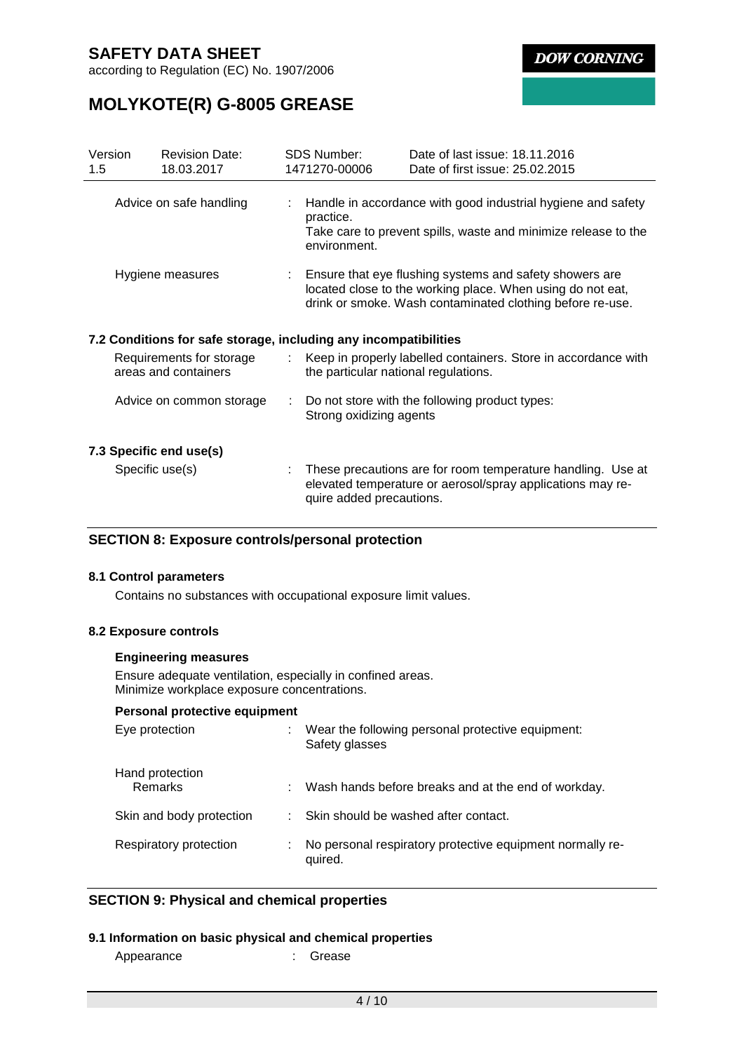| Advice on safe handling | : | Handle in accordance with good industrial hygiene and safety practice. Take care to prevent spills, waste and minimize release to the environment. |
|---|---|---|
| Hygiene measures | : | Ensure that eye flushing systems and safety showers are located close to the working place. When using do not eat, drink or smoke. Wash contaminated clothing before re-use. |

### 7.2 Conditions for safe storage, including any incompatibilities

| Requirements for storage areas and containers | : | Keep in properly labelled containers. Store in accordance with the particular national regulations. |
|---|---|---|
| Advice on common storage | : | Do not store with the following product types: Strong oxidizing agents |

### 7.3 Specific end use(s)

| Specific use(s) | : | These precautions are for room temperature handling. Use at elevated temperature or aerosol/spray applications may require added precautions. |
|---|---|---|

## SECTION 8: Exposure controls/personal protection

### 8.1 Control parameters

Contains no substances with occupational exposure limit values.

### 8.2 Exposure controls

**Engineering measures**

Ensure adequate ventilation, especially in confined areas.
Minimize workplace exposure concentrations.

**Personal protective equipment**

| Eye protection | : | Wear the following personal protective equipment: Safety glasses |
|---|---|---|
| Hand protection Remarks | : | Wash hands before breaks and at the end of workday. |
| Skin and body protection | : | Skin should be washed after contact. |
| Respiratory protection | : | No personal respiratory protective equipment normally required. |

## SECTION 9: Physical and chemical properties

### 9.1 Information on basic physical and chemical properties

| Appearance | : | Grease |
|---|---|---|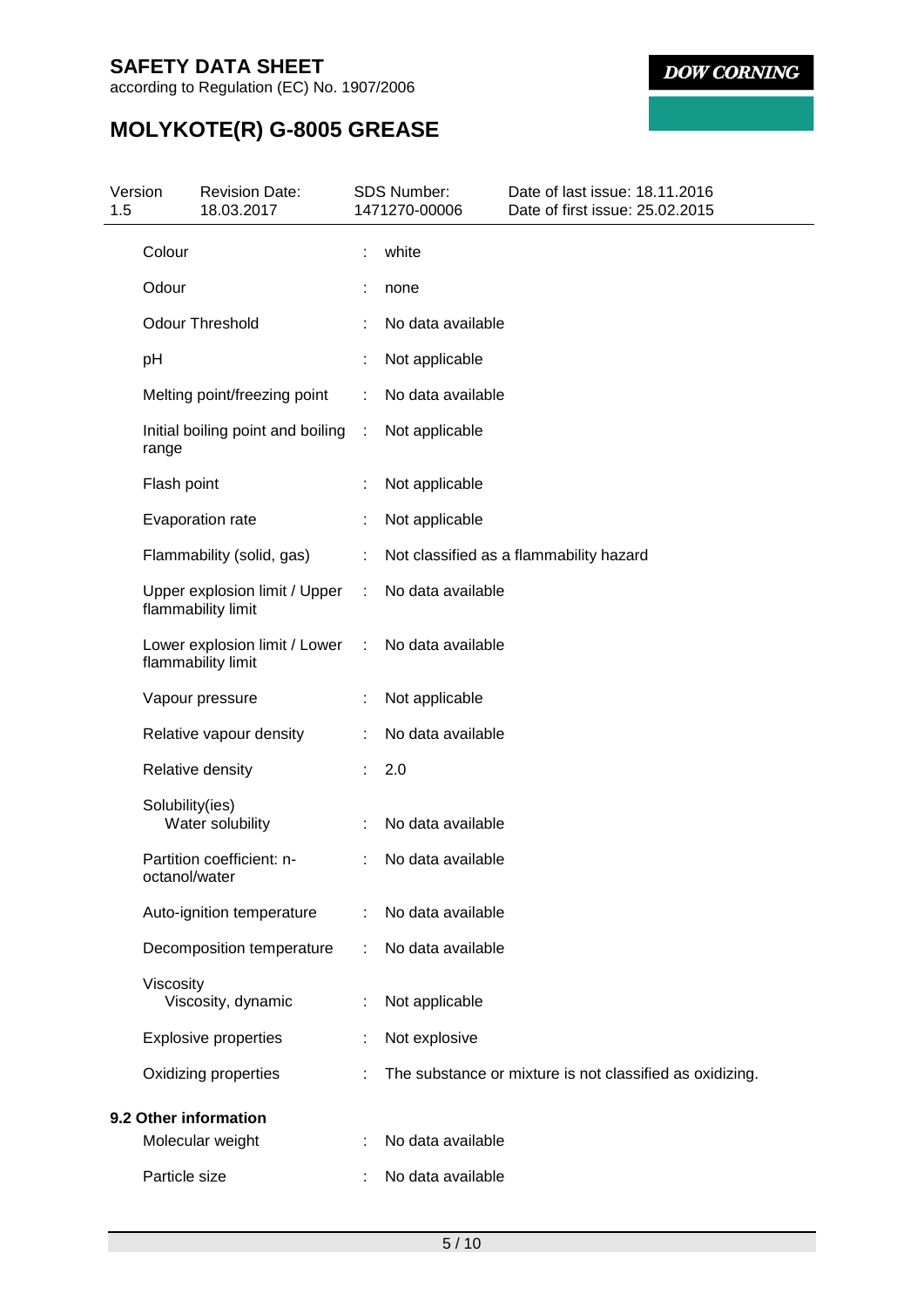| Property | | Value |
|---|---|---|
| Colour | : | white |
| Odour | : | none |
| Odour Threshold | : | No data available |
| pH | : | Not applicable |
| Melting point/freezing point | : | No data available |
| Initial boiling point and boiling range | : | Not applicable |
| Flash point | : | Not applicable |
| Evaporation rate | : | Not applicable |
| Flammability (solid, gas) | : | Not classified as a flammability hazard |
| Upper explosion limit / Upper flammability limit | : | No data available |
| Lower explosion limit / Lower flammability limit | : | No data available |
| Vapour pressure | : | Not applicable |
| Relative vapour density | : | No data available |
| Relative density | : | 2.0 |
| Solubility(ies) | | |
| Water solubility | : | No data available |
| Partition coefficient: n-octanol/water | : | No data available |
| Auto-ignition temperature | : | No data available |
| Decomposition temperature | : | No data available |
| Viscosity | | |
| Viscosity, dynamic | : | Not applicable |
| Explosive properties | : | Not explosive |
| Oxidizing properties | : | The substance or mixture is not classified as oxidizing. |

## 9.2 Other information

| Property | | Value |
|---|---|---|
| Molecular weight | : | No data available |
| Particle size | : | No data available |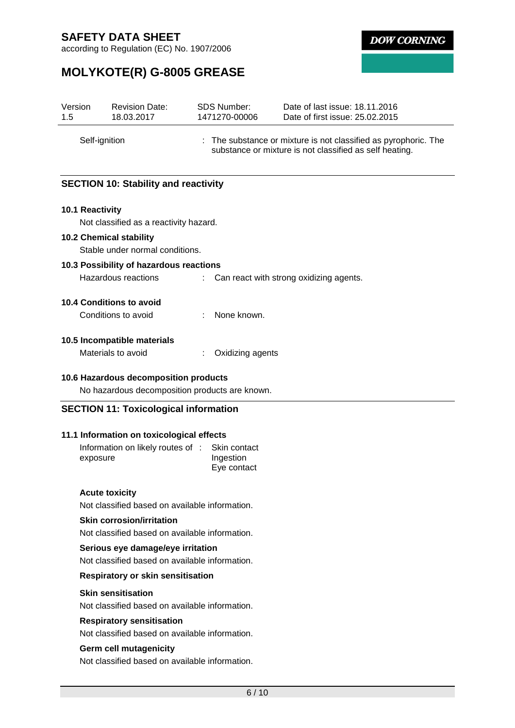| | | |
|---|---|---|
| Self-ignition | : | The substance or mixture is not classified as pyrophoric. The substance or mixture is not classified as self heating. |

## SECTION 10: Stability and reactivity

### 10.1 Reactivity

Not classified as a reactivity hazard.

### 10.2 Chemical stability

Stable under normal conditions.

### 10.3 Possibility of hazardous reactions

| | | |
|---|---|---|
| Hazardous reactions | : | Can react with strong oxidizing agents. |

### 10.4 Conditions to avoid

| | | |
|---|---|---|
| Conditions to avoid | : | None known. |

### 10.5 Incompatible materials

| | | |
|---|---|---|
| Materials to avoid | : | Oxidizing agents |

### 10.6 Hazardous decomposition products

No hazardous decomposition products are known.

## SECTION 11: Toxicological information

### 11.1 Information on toxicological effects

| | | |
|---|---|---|
| Information on likely routes of exposure | : | Skin contact<br>Ingestion<br>Eye contact |

**Acute toxicity**

Not classified based on available information.

**Skin corrosion/irritation**

Not classified based on available information.

**Serious eye damage/eye irritation**

Not classified based on available information.

**Respiratory or skin sensitisation**

**Skin sensitisation**

Not classified based on available information.

**Respiratory sensitisation**

Not classified based on available information.

**Germ cell mutagenicity**

Not classified based on available information.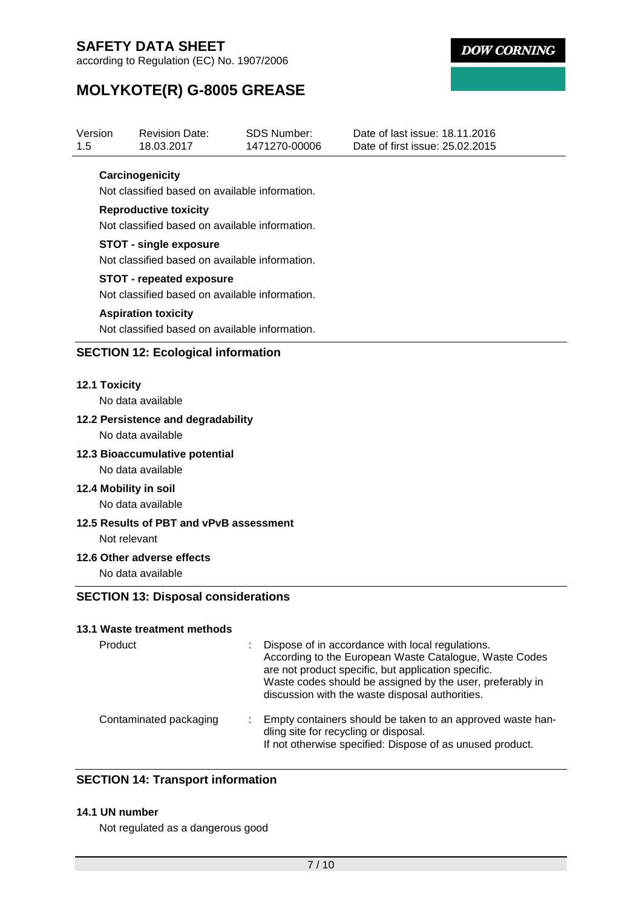**Carcinogenicity**

Not classified based on available information.

**Reproductive toxicity**

Not classified based on available information.

**STOT - single exposure**

Not classified based on available information.

**STOT - repeated exposure**

Not classified based on available information.

**Aspiration toxicity**

Not classified based on available information.

## SECTION 12: Ecological information

### 12.1 Toxicity

No data available

### 12.2 Persistence and degradability

No data available

### 12.3 Bioaccumulative potential

No data available

### 12.4 Mobility in soil

No data available

### 12.5 Results of PBT and vPvB assessment

Not relevant

### 12.6 Other adverse effects

No data available

## SECTION 13: Disposal considerations

### 13.1 Waste treatment methods

| | |
|---|---|
| Product | : Dispose of in accordance with local regulations. According to the European Waste Catalogue, Waste Codes are not product specific, but application specific. Waste codes should be assigned by the user, preferably in discussion with the waste disposal authorities. |
| Contaminated packaging | : Empty containers should be taken to an approved waste handling site for recycling or disposal. If not otherwise specified: Dispose of as unused product. |

## SECTION 14: Transport information

### 14.1 UN number

Not regulated as a dangerous good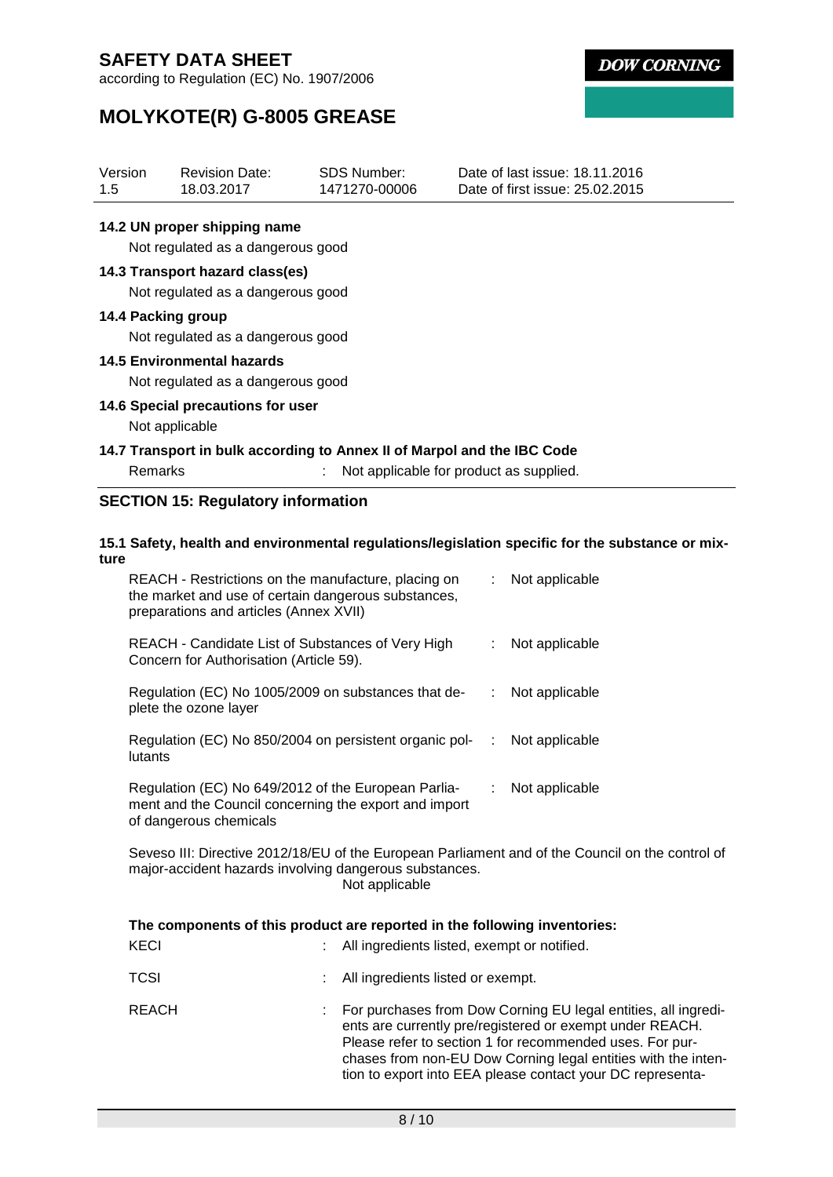**14.2 UN proper shipping name**

Not regulated as a dangerous good

**14.3 Transport hazard class(es)**

Not regulated as a dangerous good

**14.4 Packing group**

Not regulated as a dangerous good

**14.5 Environmental hazards**

Not regulated as a dangerous good

**14.6 Special precautions for user**

Not applicable

**14.7 Transport in bulk according to Annex II of Marpol and the IBC Code**

Remarks : Not applicable for product as supplied.

## SECTION 15: Regulatory information

**15.1 Safety, health and environmental regulations/legislation specific for the substance or mixture**

| | | |
|---|---|---|
| REACH - Restrictions on the manufacture, placing on the market and use of certain dangerous substances, preparations and articles (Annex XVII) | : | Not applicable |
| REACH - Candidate List of Substances of Very High Concern for Authorisation (Article 59). | : | Not applicable |
| Regulation (EC) No 1005/2009 on substances that deplete the ozone layer | : | Not applicable |
| Regulation (EC) No 850/2004 on persistent organic pollutants | : | Not applicable |
| Regulation (EC) No 649/2012 of the European Parliament and the Council concerning the export and import of dangerous chemicals | : | Not applicable |

Seveso III: Directive 2012/18/EU of the European Parliament and of the Council on the control of major-accident hazards involving dangerous substances.
Not applicable

**The components of this product are reported in the following inventories:**

| | | |
|---|---|---|
| KECI | : | All ingredients listed, exempt or notified. |
| TCSI | : | All ingredients listed or exempt. |
| REACH | : | For purchases from Dow Corning EU legal entities, all ingredients are currently pre/registered or exempt under REACH. Please refer to section 1 for recommended uses. For purchases from non-EU Dow Corning legal entities with the intention to export into EEA please contact your DC representa- |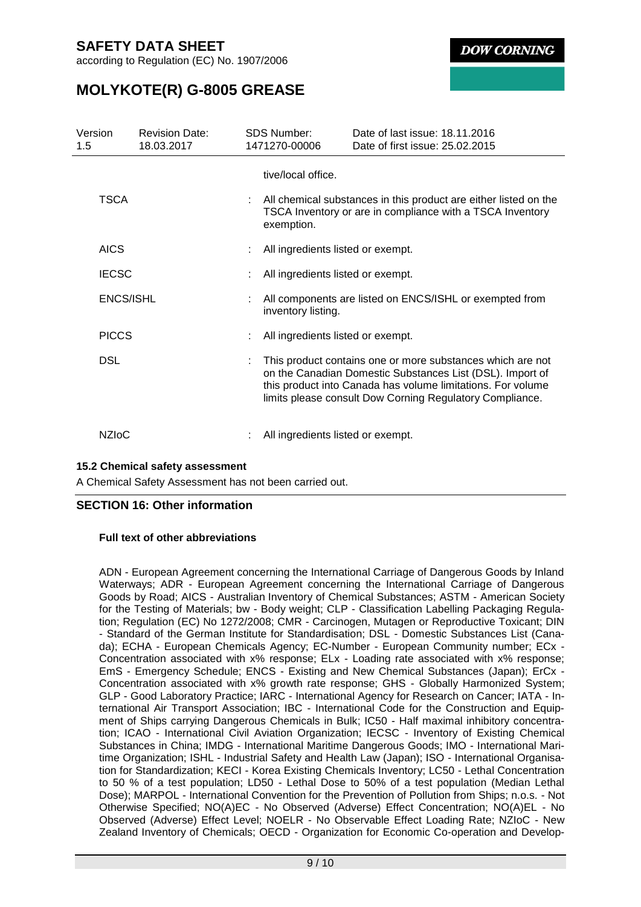tive/local office.

| | | |
|---|---|---|
| TSCA | : | All chemical substances in this product are either listed on the TSCA Inventory or are in compliance with a TSCA Inventory exemption. |
| AICS | : | All ingredients listed or exempt. |
| IECSC | : | All ingredients listed or exempt. |
| ENCS/ISHL | : | All components are listed on ENCS/ISHL or exempted from inventory listing. |
| PICCS | : | All ingredients listed or exempt. |
| DSL | : | This product contains one or more substances which are not on the Canadian Domestic Substances List (DSL). Import of this product into Canada has volume limitations. For volume limits please consult Dow Corning Regulatory Compliance. |
| NZIoC | : | All ingredients listed or exempt. |

### 15.2 Chemical safety assessment

A Chemical Safety Assessment has not been carried out.

## SECTION 16: Other information

**Full text of other abbreviations**

ADN - European Agreement concerning the International Carriage of Dangerous Goods by Inland Waterways; ADR - European Agreement concerning the International Carriage of Dangerous Goods by Road; AICS - Australian Inventory of Chemical Substances; ASTM - American Society for the Testing of Materials; bw - Body weight; CLP - Classification Labelling Packaging Regulation; Regulation (EC) No 1272/2008; CMR - Carcinogen, Mutagen or Reproductive Toxicant; DIN - Standard of the German Institute for Standardisation; DSL - Domestic Substances List (Canada); ECHA - European Chemicals Agency; EC-Number - European Community number; ECx - Concentration associated with x% response; ELx - Loading rate associated with x% response; EmS - Emergency Schedule; ENCS - Existing and New Chemical Substances (Japan); ErCx - Concentration associated with x% growth rate response; GHS - Globally Harmonized System; GLP - Good Laboratory Practice; IARC - International Agency for Research on Cancer; IATA - International Air Transport Association; IBC - International Code for the Construction and Equipment of Ships carrying Dangerous Chemicals in Bulk; IC50 - Half maximal inhibitory concentration; ICAO - International Civil Aviation Organization; IECSC - Inventory of Existing Chemical Substances in China; IMDG - International Maritime Dangerous Goods; IMO - International Maritime Organization; ISHL - Industrial Safety and Health Law (Japan); ISO - International Organisation for Standardization; KECI - Korea Existing Chemicals Inventory; LC50 - Lethal Concentration to 50 % of a test population; LD50 - Lethal Dose to 50% of a test population (Median Lethal Dose); MARPOL - International Convention for the Prevention of Pollution from Ships; n.o.s. - Not Otherwise Specified; NO(A)EC - No Observed (Adverse) Effect Concentration; NO(A)EL - No Observed (Adverse) Effect Level; NOELR - No Observable Effect Loading Rate; NZIoC - New Zealand Inventory of Chemicals; OECD - Organization for Economic Co-operation and Develop-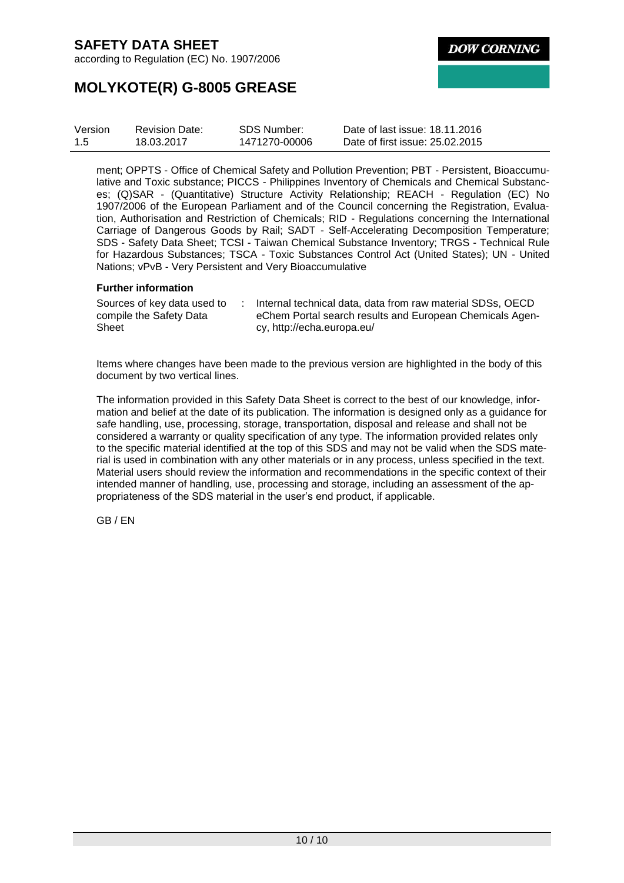ment; OPPTS - Office of Chemical Safety and Pollution Prevention; PBT - Persistent, Bioaccumulative and Toxic substance; PICCS - Philippines Inventory of Chemicals and Chemical Substances; (Q)SAR - (Quantitative) Structure Activity Relationship; REACH - Regulation (EC) No 1907/2006 of the European Parliament and of the Council concerning the Registration, Evaluation, Authorisation and Restriction of Chemicals; RID - Regulations concerning the International Carriage of Dangerous Goods by Rail; SADT - Self-Accelerating Decomposition Temperature; SDS - Safety Data Sheet; TCSI - Taiwan Chemical Substance Inventory; TRGS - Technical Rule for Hazardous Substances; TSCA - Toxic Substances Control Act (United States); UN - United Nations; vPvB - Very Persistent and Very Bioaccumulative

**Further information**

| | | |
|---|---|---|
| Sources of key data used to compile the Safety Data Sheet | : | Internal technical data, data from raw material SDSs, OECD eChem Portal search results and European Chemicals Agency, http://echa.europa.eu/ |

Items where changes have been made to the previous version are highlighted in the body of this document by two vertical lines.

The information provided in this Safety Data Sheet is correct to the best of our knowledge, information and belief at the date of its publication. The information is designed only as a guidance for safe handling, use, processing, storage, transportation, disposal and release and shall not be considered a warranty or quality specification of any type. The information provided relates only to the specific material identified at the top of this SDS and may not be valid when the SDS material is used in combination with any other materials or in any process, unless specified in the text. Material users should review the information and recommendations in the specific context of their intended manner of handling, use, processing and storage, including an assessment of the appropriateness of the SDS material in the user's end product, if applicable.

GB / EN